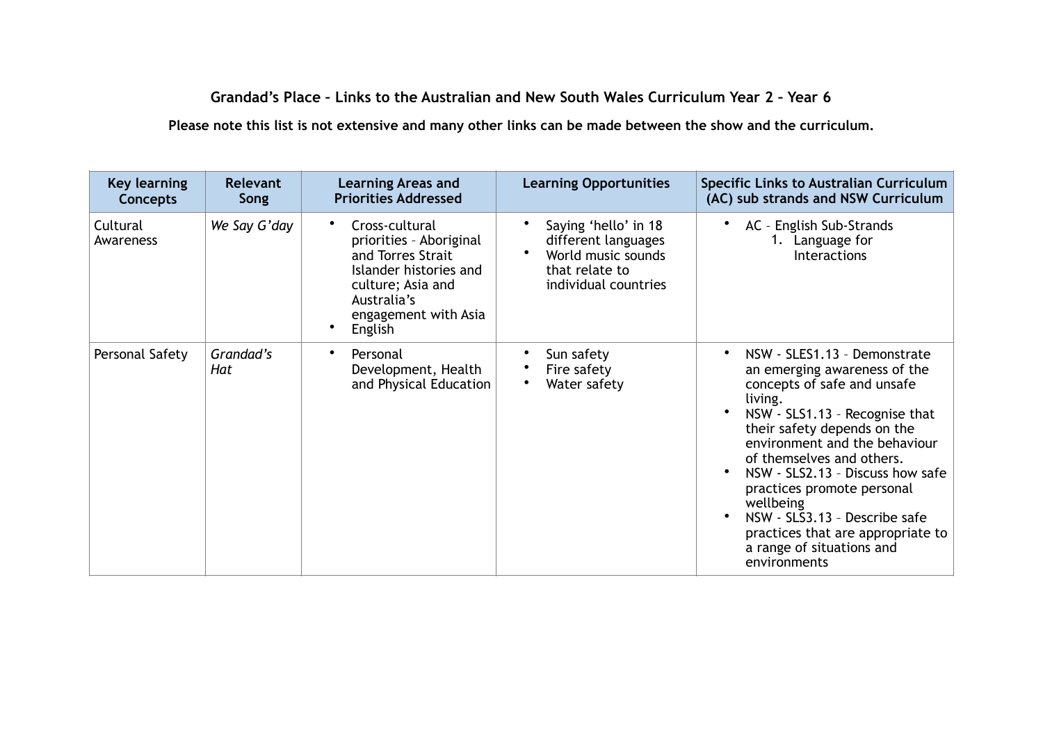**Grandad's Place – Links to the Australian and New South Wales Curriculum Year 2 – Year 6**

**Please note this list is not extensive and many other links can be made between the show and the curriculum.**

| Key learning Concepts | Relevant Song | Learning Areas and Priorities Addressed | Learning Opportunities | Specific Links to Australian Curriculum (AC) sub strands and NSW Curriculum |
|---|---|---|---|---|
| Cultural Awareness | *We Say G'day* | • Cross-cultural priorities – Aboriginal and Torres Strait Islander histories and culture; Asia and Australia's engagement with Asia<br>• English | • Saying 'hello' in 18 different languages<br>• World music sounds that relate to individual countries | • AC – English Sub-Strands<br>1. Language for Interactions |
| Personal Safety | *Grandad's Hat* | • Personal Development, Health and Physical Education | • Sun safety<br>• Fire safety<br>• Water safety | • NSW - SLES1.13 – Demonstrate an emerging awareness of the concepts of safe and unsafe living.<br>• NSW - SLS1.13 – Recognise that their safety depends on the environment and the behaviour of themselves and others.<br>• NSW - SLS2.13 – Discuss how safe practices promote personal wellbeing<br>• NSW - SLS3.13 – Describe safe practices that are appropriate to a range of situations and environments |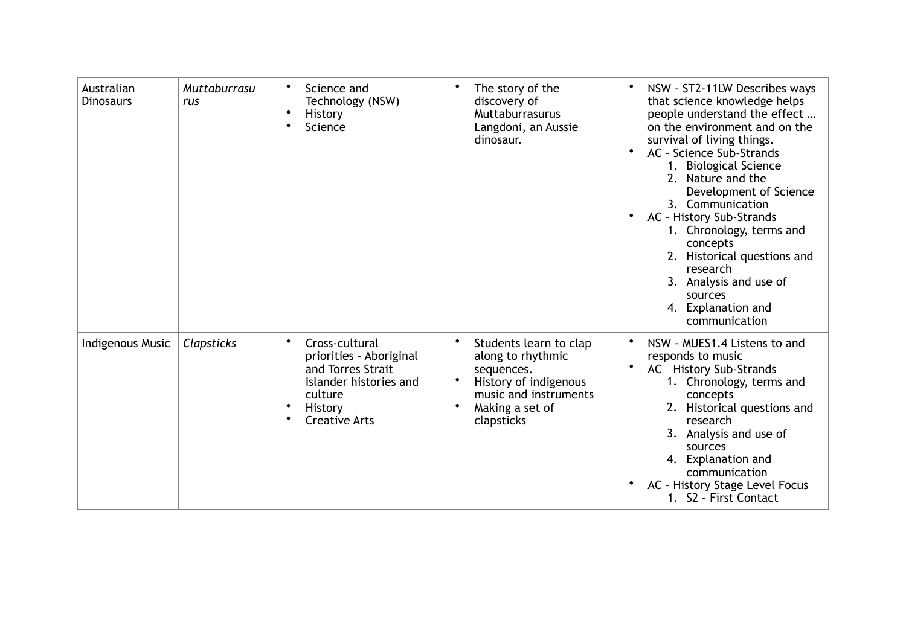| | | | | |
|---|---|---|---|---|
| Australian Dinosaurs | *Muttaburrasurus* | • Science and Technology (NSW)<br>• History<br>• Science | • The story of the discovery of Muttaburrasurus Langdoni, an Aussie dinosaur. | • NSW - ST2-11LW Describes ways that science knowledge helps people understand the effect … on the environment and on the survival of living things.<br>• AC – Science Sub-Strands<br>1. Biological Science<br>2. Nature and the Development of Science<br>3. Communication<br>• AC – History Sub-Strands<br>1. Chronology, terms and concepts<br>2. Historical questions and research<br>3. Analysis and use of sources<br>4. Explanation and communication |
| Indigenous Music | *Clapsticks* | • Cross-cultural priorities – Aboriginal and Torres Strait Islander histories and culture<br>• History<br>• Creative Arts | • Students learn to clap along to rhythmic sequences.<br>• History of indigenous music and instruments<br>• Making a set of clapsticks | • NSW - MUES1.4 Listens to and responds to music<br>• AC – History Sub-Strands<br>1. Chronology, terms and concepts<br>2. Historical questions and research<br>3. Analysis and use of sources<br>4. Explanation and communication<br>• AC – History Stage Level Focus<br>1. S2 – First Contact |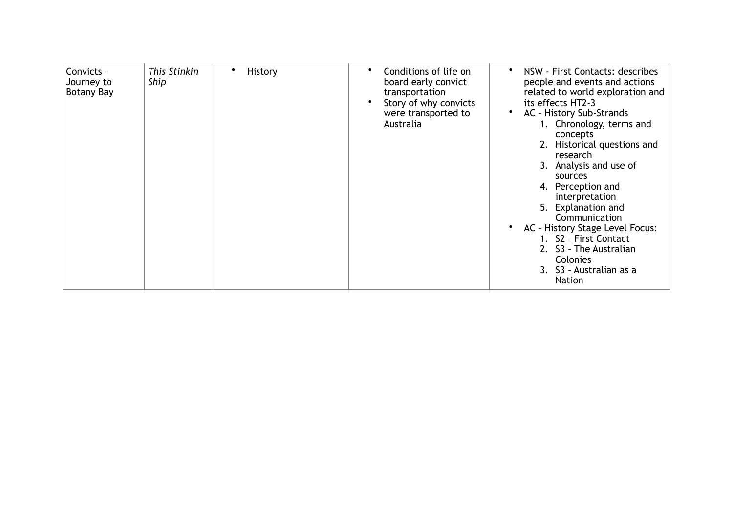| Convicts – Journey to Botany Bay | *This Stinkin Ship* | • History | • Conditions of life on board early convict transportation<br>• Story of why convicts were transported to Australia | • NSW - First Contacts: describes people and events and actions related to world exploration and its effects HT2-3<br>• AC – History Sub-Strands<br>1. Chronology, terms and concepts<br>2. Historical questions and research<br>3. Analysis and use of sources<br>4. Perception and interpretation<br>5. Explanation and Communication<br>• AC – History Stage Level Focus:<br>1. S2 – First Contact<br>2. S3 – The Australian Colonies<br>3. S3 – Australian as a Nation |
|---|---|---|---|---|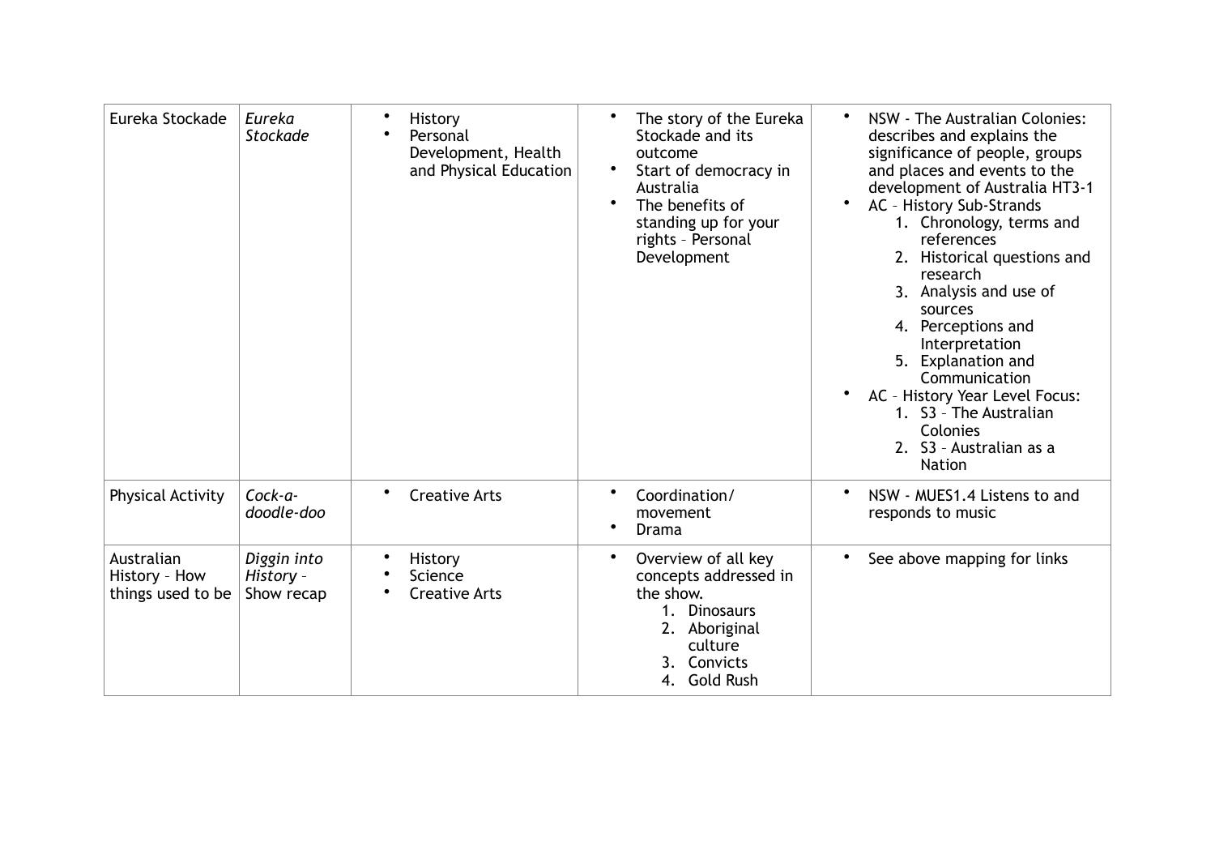| Eureka Stockade | *Eureka Stockade* | • History<br>• Personal Development, Health and Physical Education | • The story of the Eureka Stockade and its outcome<br>• Start of democracy in Australia<br>• The benefits of standing up for your rights – Personal Development | • NSW - The Australian Colonies: describes and explains the significance of people, groups and places and events to the development of Australia HT3-1<br>• AC – History Sub-Strands<br>1. Chronology, terms and references<br>2. Historical questions and research<br>3. Analysis and use of sources<br>4. Perceptions and Interpretation<br>5. Explanation and Communication<br>• AC – History Year Level Focus:<br>1. S3 – The Australian Colonies<br>2. S3 – Australian as a Nation |
|---|---|---|---|---|
| Physical Activity | *Cock-a-doodle-doo* | • Creative Arts | • Coordination/ movement<br>• Drama | • NSW - MUES1.4 Listens to and responds to music |
| Australian History – How things used to be | *Diggin into History* – Show recap | • History<br>• Science<br>• Creative Arts | • Overview of all key concepts addressed in the show.<br>1. Dinosaurs<br>2. Aboriginal culture<br>3. Convicts<br>4. Gold Rush | • See above mapping for links |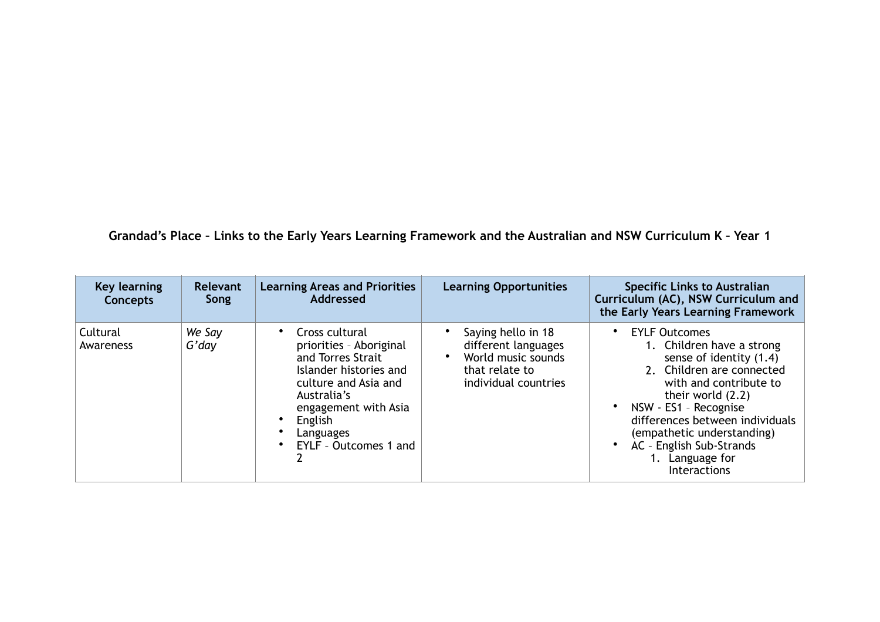**Grandad's Place – Links to the Early Years Learning Framework and the Australian and NSW Curriculum K – Year 1**

| Key learning Concepts | Relevant Song | Learning Areas and Priorities Addressed | Learning Opportunities | Specific Links to Australian Curriculum (AC), NSW Curriculum and the Early Years Learning Framework |
|---|---|---|---|---|
| Cultural Awareness | *We Say G'day* | • Cross cultural priorities – Aboriginal and Torres Strait Islander histories and culture and Asia and Australia's engagement with Asia<br>• English<br>• Languages<br>• EYLF – Outcomes 1 and 2 | • Saying hello in 18 different languages<br>• World music sounds that relate to individual countries | • EYLF Outcomes<br>1. Children have a strong sense of identity (1.4)<br>2. Children are connected with and contribute to their world (2.2)<br>• NSW - ES1 – Recognise differences between individuals (empathetic understanding)<br>• AC – English Sub-Strands<br>1. Language for Interactions |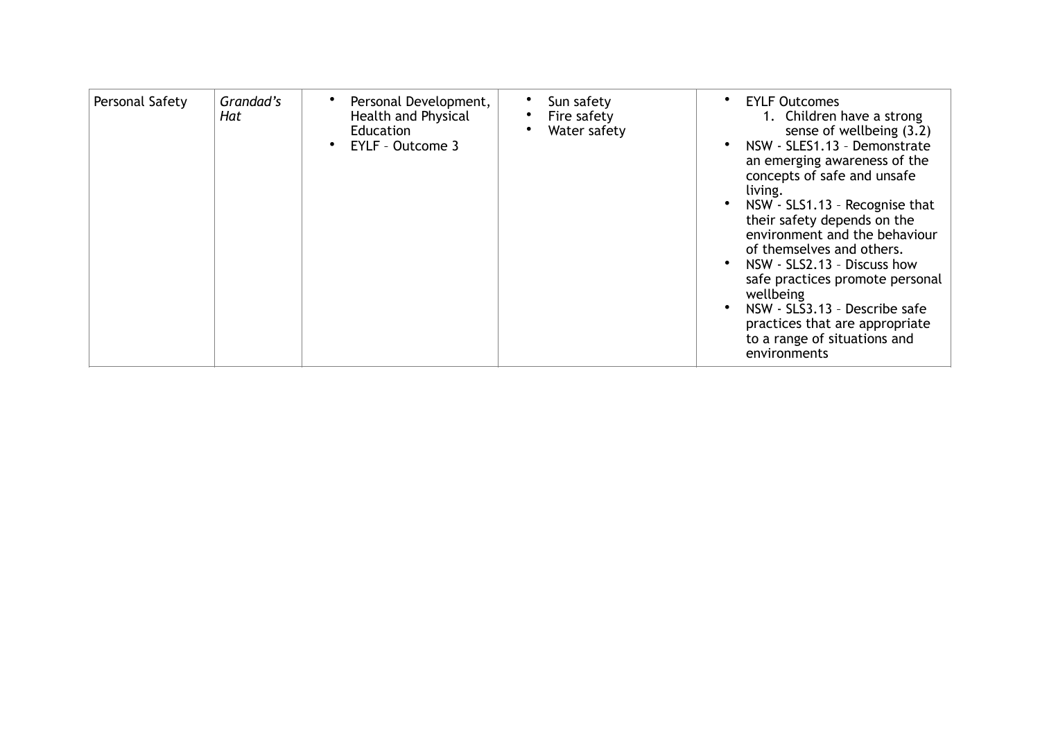| Personal Safety | *Grandad's Hat* | • Personal Development, Health and Physical Education<br>• EYLF – Outcome 3 | • Sun safety<br>• Fire safety<br>• Water safety | • EYLF Outcomes<br>1. Children have a strong sense of wellbeing (3.2)<br>• NSW - SLES1.13 – Demonstrate an emerging awareness of the concepts of safe and unsafe living.<br>• NSW - SLS1.13 – Recognise that their safety depends on the environment and the behaviour of themselves and others.<br>• NSW - SLS2.13 – Discuss how safe practices promote personal wellbeing<br>• NSW - SLS3.13 – Describe safe practices that are appropriate to a range of situations and environments |
|---|---|---|---|---|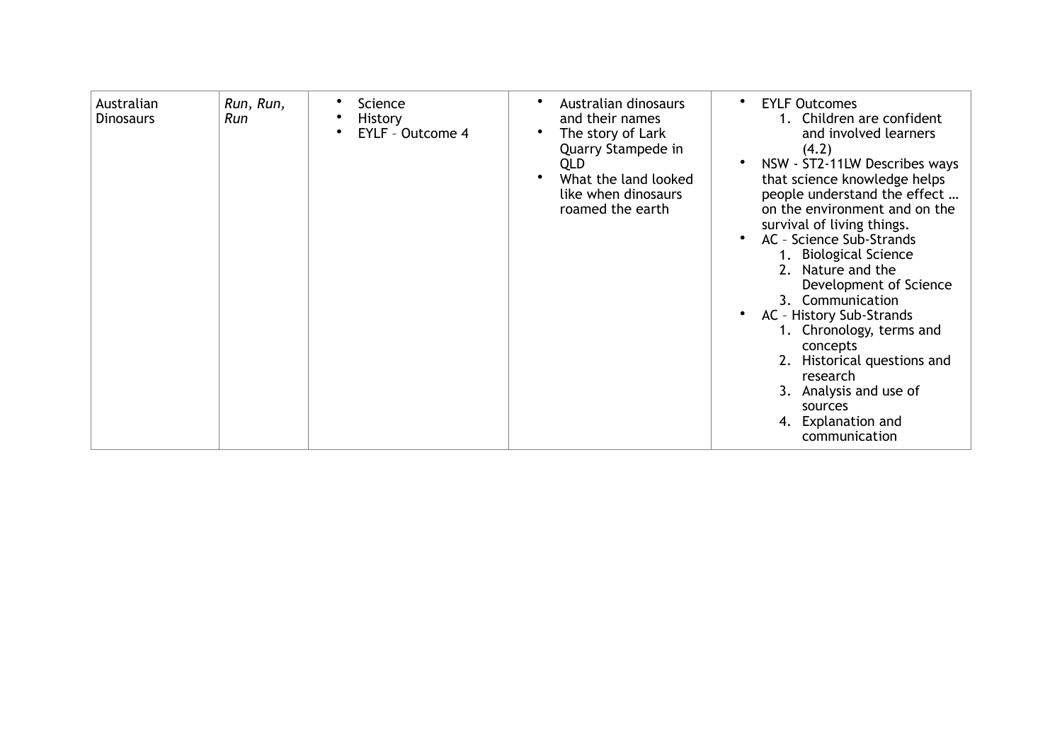| | | | | |
|---|---|---|---|---|
| Australian Dinosaurs | *Run, Run, Run* | • Science<br>• History<br>• EYLF – Outcome 4 | • Australian dinosaurs and their names<br>• The story of Lark Quarry Stampede in QLD<br>• What the land looked like when dinosaurs roamed the earth | • EYLF Outcomes<br>1. Children are confident and involved learners (4.2)<br>• NSW - ST2-11LW Describes ways that science knowledge helps people understand the effect … on the environment and on the survival of living things.<br>• AC – Science Sub-Strands<br>1. Biological Science<br>2. Nature and the Development of Science<br>3. Communication<br>• AC – History Sub-Strands<br>1. Chronology, terms and concepts<br>2. Historical questions and research<br>3. Analysis and use of sources<br>4. Explanation and communication |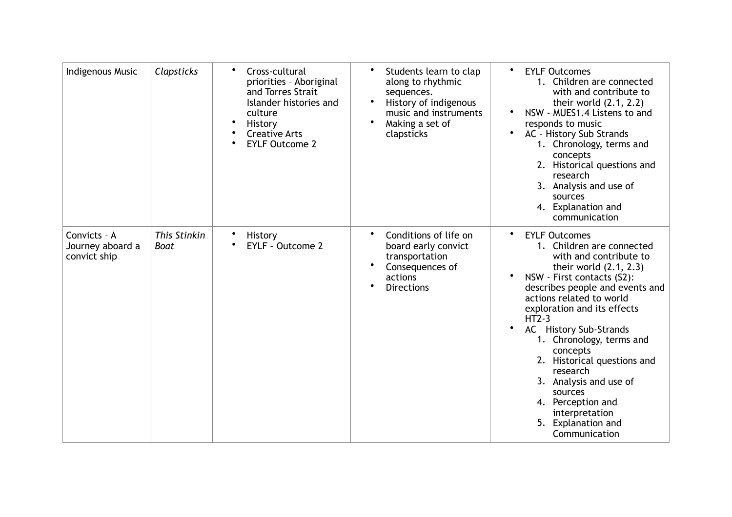| Indigenous Music | *Clapsticks* | • Cross-cultural priorities – Aboriginal and Torres Strait Islander histories and culture<br>• History<br>• Creative Arts<br>• EYLF Outcome 2 | • Students learn to clap along to rhythmic sequences.<br>• History of indigenous music and instruments<br>• Making a set of clapsticks | • EYLF Outcomes<br>1. Children are connected with and contribute to their world (2.1, 2.2)<br>• NSW - MUES1.4 Listens to and responds to music<br>• AC – History Sub Strands<br>1. Chronology, terms and concepts<br>2. Historical questions and research<br>3. Analysis and use of sources<br>4. Explanation and communication |
|---|---|---|---|---|
| Convicts – A Journey aboard a convict ship | *This Stinkin Boat* | • History<br>• EYLF – Outcome 2 | • Conditions of life on board early convict transportation<br>• Consequences of actions<br>• Directions | • EYLF Outcomes<br>1. Children are connected with and contribute to their world (2.1, 2.3)<br>• NSW - First contacts (S2): describes people and events and actions related to world exploration and its effects HT2-3<br>• AC – History Sub-Strands<br>1. Chronology, terms and concepts<br>2. Historical questions and research<br>3. Analysis and use of sources<br>4. Perception and interpretation<br>5. Explanation and Communication |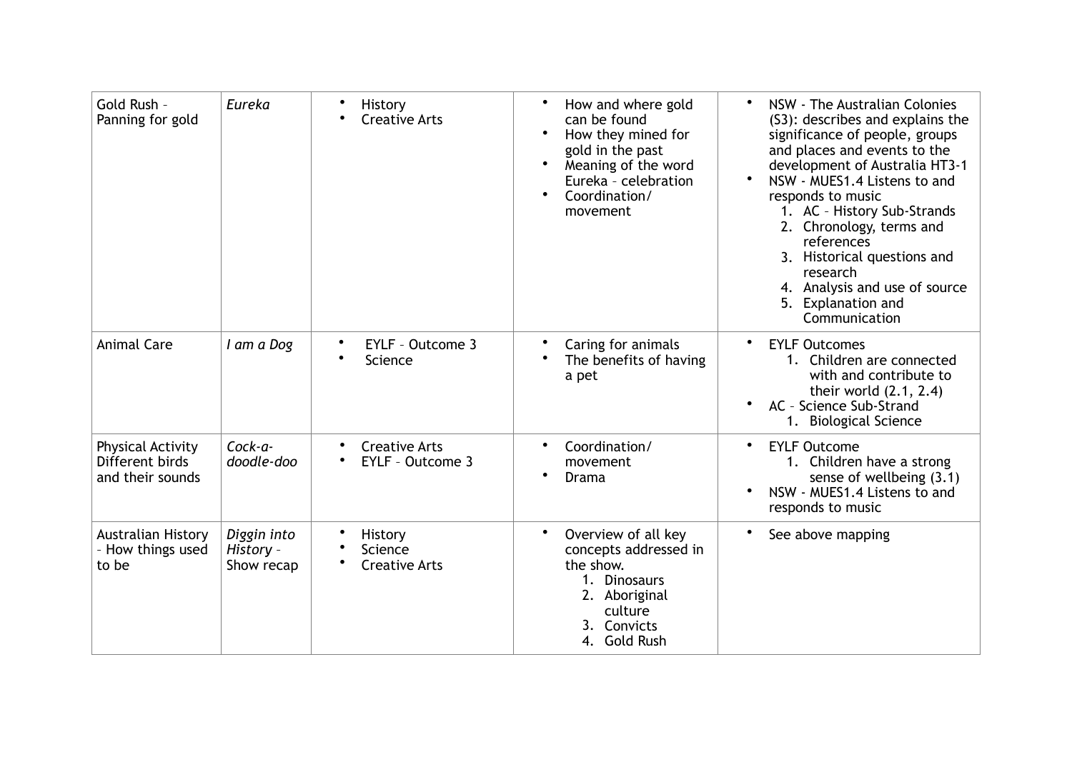| | | | | |
|---|---|---|---|---|
| Gold Rush – Panning for gold | *Eureka* | • History<br>• Creative Arts | • How and where gold can be found<br>• How they mined for gold in the past<br>• Meaning of the word Eureka – celebration<br>• Coordination/ movement | • NSW - The Australian Colonies (S3): describes and explains the significance of people, groups and places and events to the development of Australia HT3-1<br>• NSW - MUES1.4 Listens to and responds to music<br>1. AC – History Sub-Strands<br>2. Chronology, terms and references<br>3. Historical questions and research<br>4. Analysis and use of source<br>5. Explanation and Communication |
| Animal Care | *I am a Dog* | • EYLF – Outcome 3<br>• Science | • Caring for animals<br>• The benefits of having a pet | • EYLF Outcomes<br>1. Children are connected with and contribute to their world (2.1, 2.4)<br>• AC – Science Sub-Strand<br>1. Biological Science |
| Physical Activity Different birds and their sounds | *Cock-a-doodle-doo* | • Creative Arts<br>• EYLF – Outcome 3 | • Coordination/ movement<br>• Drama | • EYLF Outcome<br>1. Children have a strong sense of wellbeing (3.1)<br>• NSW - MUES1.4 Listens to and responds to music |
| Australian History – How things used to be | *Diggin into History* – Show recap | • History<br>• Science<br>• Creative Arts | • Overview of all key concepts addressed in the show.<br>1. Dinosaurs<br>2. Aboriginal culture<br>3. Convicts<br>4. Gold Rush | • See above mapping |